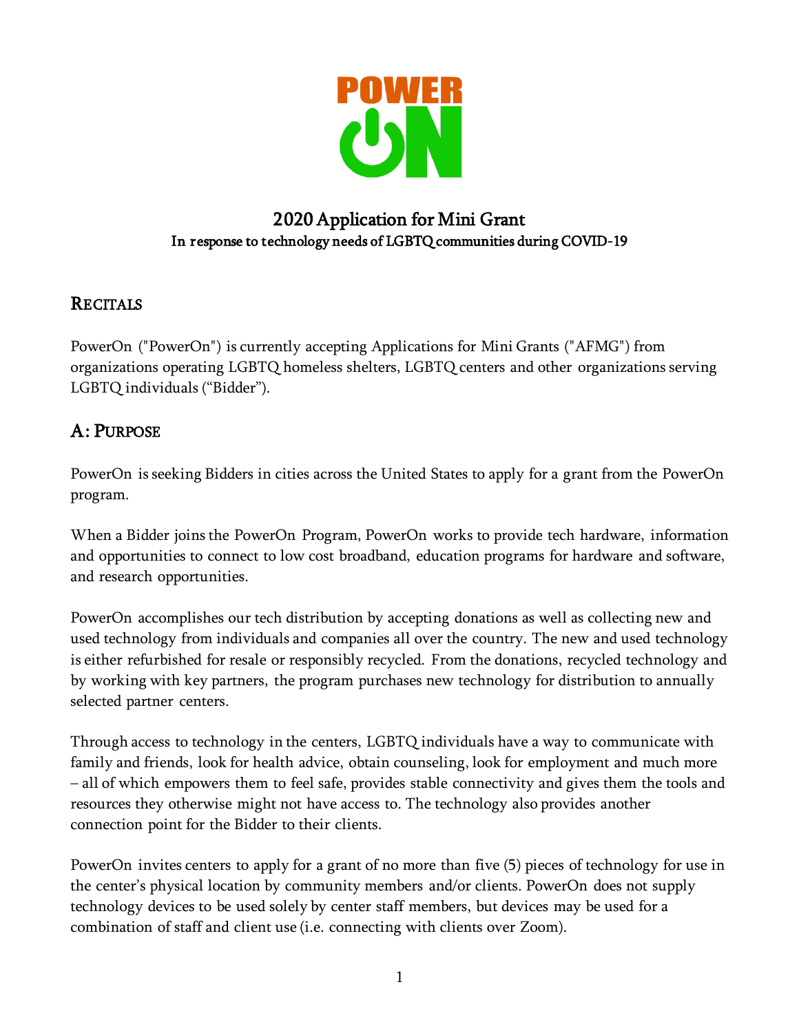POWER ON

# 2020 Application for Mini Grant

**In response to technology needs of LGBTQ communities during COVID-19**

## RECITALS

PowerOn ("PowerOn") is currently accepting Applications for Mini Grants ("AFMG") from organizations operating LGBTQ homeless shelters, LGBTQ centers and other organizations serving LGBTQ individuals ("Bidder").

## A: PURPOSE

PowerOn is seeking Bidders in cities across the United States to apply for a grant from the PowerOn program.

When a Bidder joins the PowerOn Program, PowerOn works to provide tech hardware, information and opportunities to connect to low cost broadband, education programs for hardware and software, and research opportunities.

PowerOn accomplishes our tech distribution by accepting donations as well as collecting new and used technology from individuals and companies all over the country. The new and used technology is either refurbished for resale or responsibly recycled. From the donations, recycled technology and by working with key partners, the program purchases new technology for distribution to annually selected partner centers.

Through access to technology in the centers, LGBTQ individuals have a way to communicate with family and friends, look for health advice, obtain counseling, look for employment and much more – all of which empowers them to feel safe, provides stable connectivity and gives them the tools and resources they otherwise might not have access to. The technology also provides another connection point for the Bidder to their clients.

PowerOn invites centers to apply for a grant of no more than five (5) pieces of technology for use in the center's physical location by community members and/or clients. PowerOn does not supply technology devices to be used solely by center staff members, but devices may be used for a combination of staff and client use (i.e. connecting with clients over Zoom).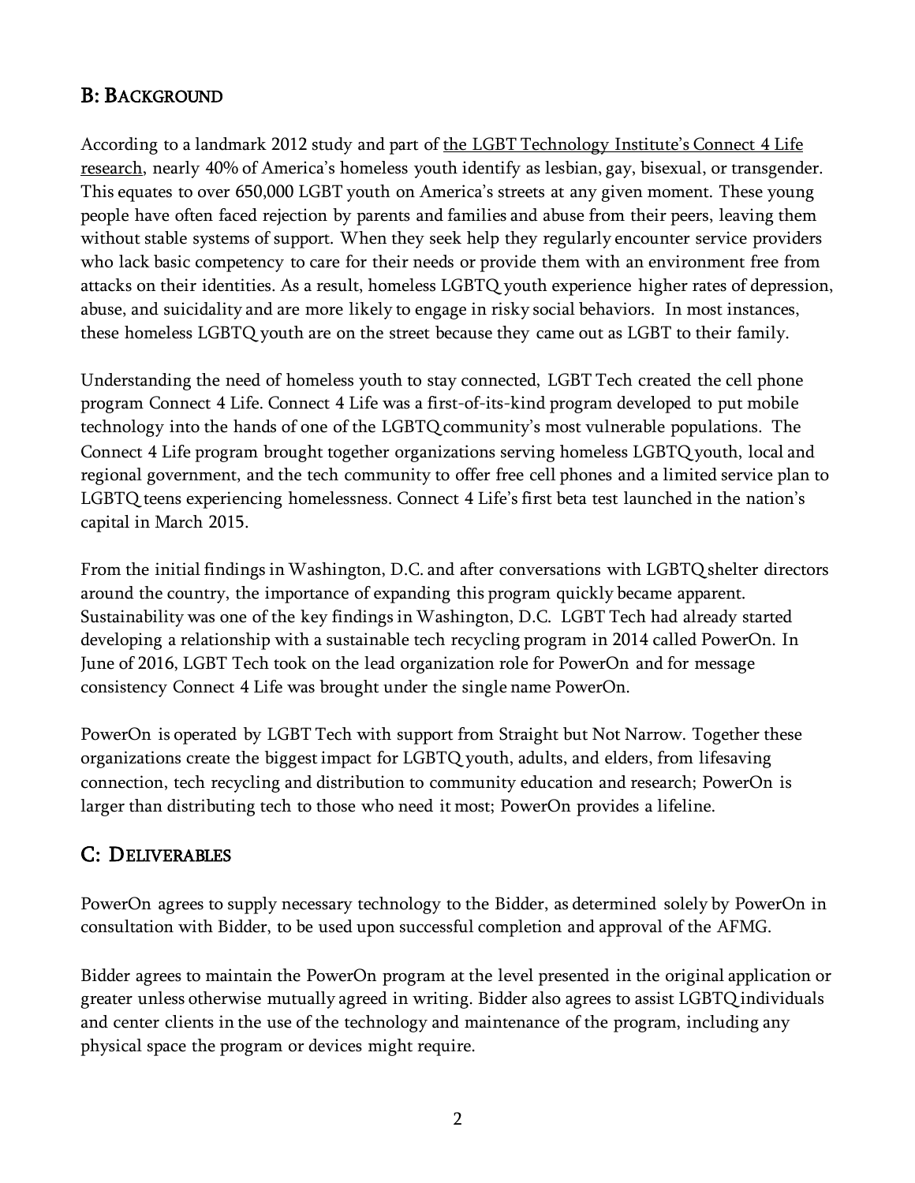## B: Background

According to a landmark 2012 study and part of the LGBT Technology Institute's Connect 4 Life research, nearly 40% of America's homeless youth identify as lesbian, gay, bisexual, or transgender. This equates to over 650,000 LGBT youth on America's streets at any given moment. These young people have often faced rejection by parents and families and abuse from their peers, leaving them without stable systems of support. When they seek help they regularly encounter service providers who lack basic competency to care for their needs or provide them with an environment free from attacks on their identities. As a result, homeless LGBTQ youth experience higher rates of depression, abuse, and suicidality and are more likely to engage in risky social behaviors. In most instances, these homeless LGBTQ youth are on the street because they came out as LGBT to their family.

Understanding the need of homeless youth to stay connected, LGBT Tech created the cell phone program Connect 4 Life. Connect 4 Life was a first-of-its-kind program developed to put mobile technology into the hands of one of the LGBTQ community's most vulnerable populations. The Connect 4 Life program brought together organizations serving homeless LGBTQ youth, local and regional government, and the tech community to offer free cell phones and a limited service plan to LGBTQ teens experiencing homelessness. Connect 4 Life's first beta test launched in the nation's capital in March 2015.

From the initial findings in Washington, D.C. and after conversations with LGBTQ shelter directors around the country, the importance of expanding this program quickly became apparent. Sustainability was one of the key findings in Washington, D.C. LGBT Tech had already started developing a relationship with a sustainable tech recycling program in 2014 called PowerOn. In June of 2016, LGBT Tech took on the lead organization role for PowerOn and for message consistency Connect 4 Life was brought under the single name PowerOn.

PowerOn is operated by LGBT Tech with support from Straight but Not Narrow. Together these organizations create the biggest impact for LGBTQ youth, adults, and elders, from lifesaving connection, tech recycling and distribution to community education and research; PowerOn is larger than distributing tech to those who need it most; PowerOn provides a lifeline.

## C: Deliverables

PowerOn agrees to supply necessary technology to the Bidder, as determined solely by PowerOn in consultation with Bidder, to be used upon successful completion and approval of the AFMG.

Bidder agrees to maintain the PowerOn program at the level presented in the original application or greater unless otherwise mutually agreed in writing. Bidder also agrees to assist LGBTQ individuals and center clients in the use of the technology and maintenance of the program, including any physical space the program or devices might require.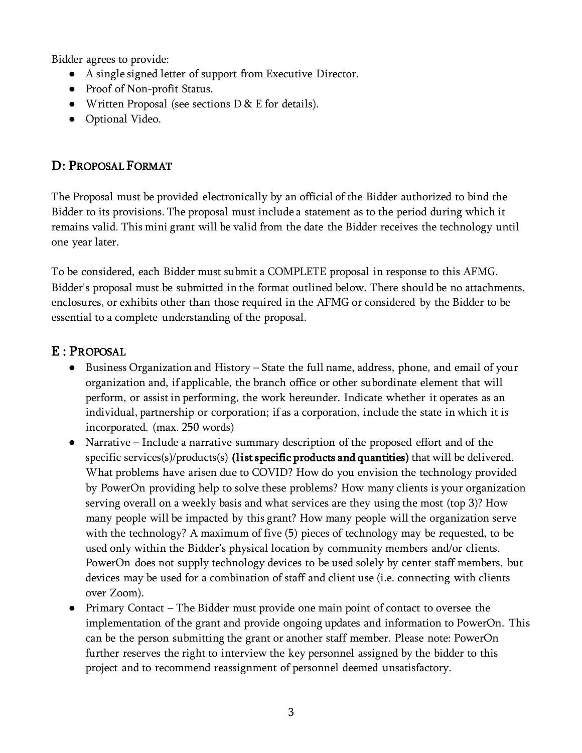Bidder agrees to provide:

- A single signed letter of support from Executive Director.
- Proof of Non-profit Status.
- Written Proposal (see sections D & E for details).
- Optional Video.

## D: PROPOSAL FORMAT

The Proposal must be provided electronically by an official of the Bidder authorized to bind the Bidder to its provisions. The proposal must include a statement as to the period during which it remains valid. This mini grant will be valid from the date the Bidder receives the technology until one year later.

To be considered, each Bidder must submit a COMPLETE proposal in response to this AFMG. Bidder's proposal must be submitted in the format outlined below. There should be no attachments, enclosures, or exhibits other than those required in the AFMG or considered by the Bidder to be essential to a complete understanding of the proposal.

## E : PROPOSAL

- Business Organization and History – State the full name, address, phone, and email of your organization and, if applicable, the branch office or other subordinate element that will perform, or assist in performing, the work hereunder. Indicate whether it operates as an individual, partnership or corporation; if as a corporation, include the state in which it is incorporated. (max. 250 words)
- Narrative – Include a narrative summary description of the proposed effort and of the specific services(s)/products(s) **(list specific products and quantities)** that will be delivered. What problems have arisen due to COVID? How do you envision the technology provided by PowerOn providing help to solve these problems? How many clients is your organization serving overall on a weekly basis and what services are they using the most (top 3)? How many people will be impacted by this grant? How many people will the organization serve with the technology? A maximum of five (5) pieces of technology may be requested, to be used only within the Bidder's physical location by community members and/or clients. PowerOn does not supply technology devices to be used solely by center staff members, but devices may be used for a combination of staff and client use (i.e. connecting with clients over Zoom).
- Primary Contact – The Bidder must provide one main point of contact to oversee the implementation of the grant and provide ongoing updates and information to PowerOn. This can be the person submitting the grant or another staff member. Please note: PowerOn further reserves the right to interview the key personnel assigned by the bidder to this project and to recommend reassignment of personnel deemed unsatisfactory.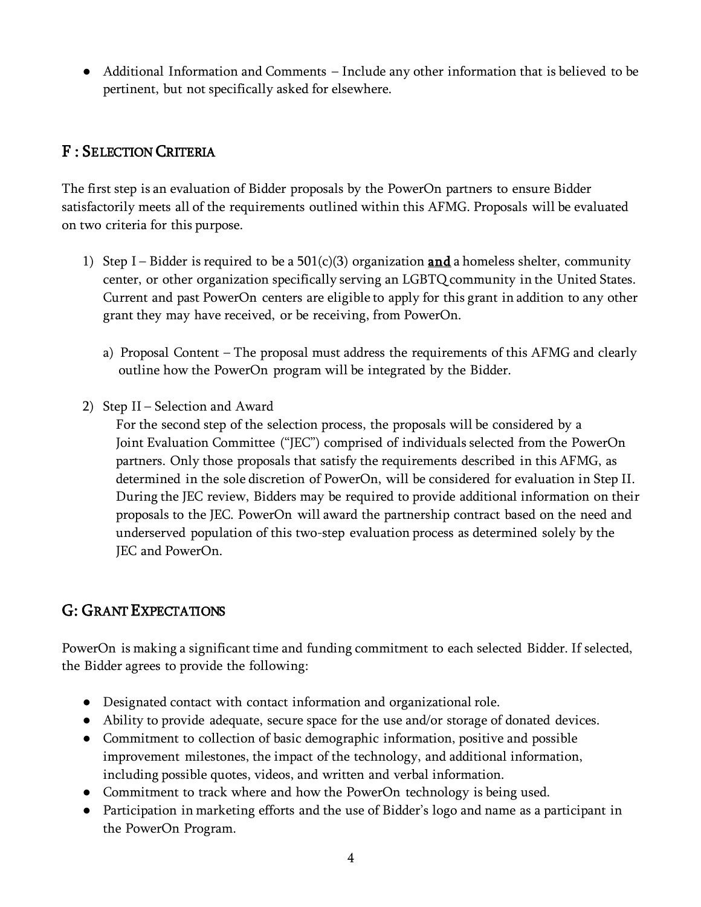- Additional Information and Comments – Include any other information that is believed to be pertinent, but not specifically asked for elsewhere.

## F : Selection Criteria

The first step is an evaluation of Bidder proposals by the PowerOn partners to ensure Bidder satisfactorily meets all of the requirements outlined within this AFMG. Proposals will be evaluated on two criteria for this purpose.

1) Step I – Bidder is required to be a 501(c)(3) organization **and** a homeless shelter, community center, or other organization specifically serving an LGBTQ community in the United States. Current and past PowerOn centers are eligible to apply for this grant in addition to any other grant they may have received, or be receiving, from PowerOn.

   a) Proposal Content – The proposal must address the requirements of this AFMG and clearly outline how the PowerOn program will be integrated by the Bidder.

2) Step II – Selection and Award
   For the second step of the selection process, the proposals will be considered by a Joint Evaluation Committee ("JEC") comprised of individuals selected from the PowerOn partners. Only those proposals that satisfy the requirements described in this AFMG, as determined in the sole discretion of PowerOn, will be considered for evaluation in Step II. During the JEC review, Bidders may be required to provide additional information on their proposals to the JEC. PowerOn will award the partnership contract based on the need and underserved population of this two-step evaluation process as determined solely by the JEC and PowerOn.

## G: Grant Expectations

PowerOn is making a significant time and funding commitment to each selected Bidder. If selected, the Bidder agrees to provide the following:

- Designated contact with contact information and organizational role.
- Ability to provide adequate, secure space for the use and/or storage of donated devices.
- Commitment to collection of basic demographic information, positive and possible improvement milestones, the impact of the technology, and additional information, including possible quotes, videos, and written and verbal information.
- Commitment to track where and how the PowerOn technology is being used.
- Participation in marketing efforts and the use of Bidder's logo and name as a participant in the PowerOn Program.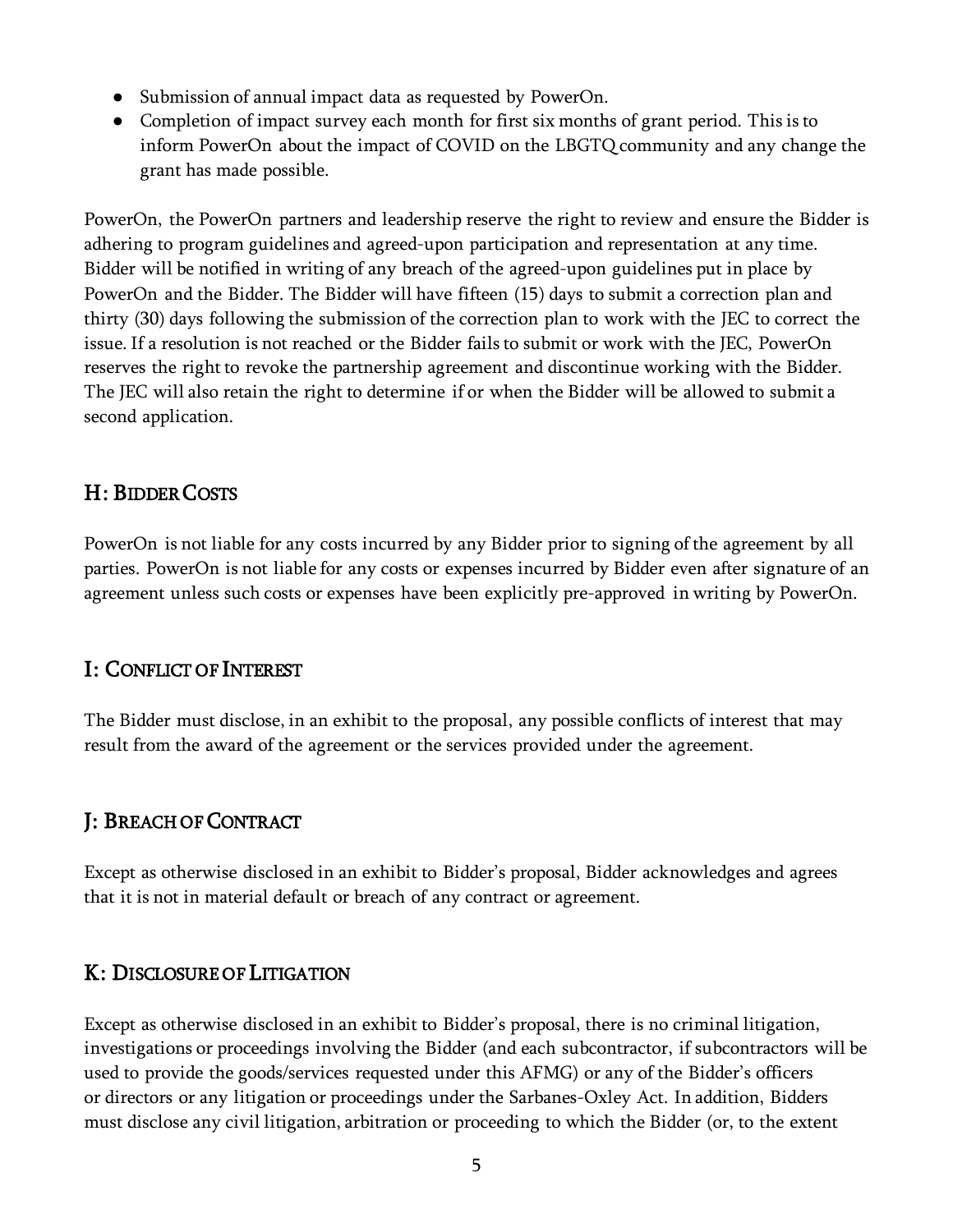- Submission of annual impact data as requested by PowerOn.
- Completion of impact survey each month for first six months of grant period. This is to inform PowerOn about the impact of COVID on the LBGTQ community and any change the grant has made possible.

PowerOn, the PowerOn partners and leadership reserve the right to review and ensure the Bidder is adhering to program guidelines and agreed-upon participation and representation at any time. Bidder will be notified in writing of any breach of the agreed-upon guidelines put in place by PowerOn and the Bidder. The Bidder will have fifteen (15) days to submit a correction plan and thirty (30) days following the submission of the correction plan to work with the JEC to correct the issue. If a resolution is not reached or the Bidder fails to submit or work with the JEC, PowerOn reserves the right to revoke the partnership agreement and discontinue working with the Bidder. The JEC will also retain the right to determine if or when the Bidder will be allowed to submit a second application.

## H: Bidder Costs

PowerOn is not liable for any costs incurred by any Bidder prior to signing of the agreement by all parties. PowerOn is not liable for any costs or expenses incurred by Bidder even after signature of an agreement unless such costs or expenses have been explicitly pre-approved in writing by PowerOn.

## I: Conflict of Interest

The Bidder must disclose, in an exhibit to the proposal, any possible conflicts of interest that may result from the award of the agreement or the services provided under the agreement.

## J: Breach of Contract

Except as otherwise disclosed in an exhibit to Bidder's proposal, Bidder acknowledges and agrees that it is not in material default or breach of any contract or agreement.

## K: Disclosure of Litigation

Except as otherwise disclosed in an exhibit to Bidder's proposal, there is no criminal litigation, investigations or proceedings involving the Bidder (and each subcontractor, if subcontractors will be used to provide the goods/services requested under this AFMG) or any of the Bidder's officers or directors or any litigation or proceedings under the Sarbanes-Oxley Act. In addition, Bidders must disclose any civil litigation, arbitration or proceeding to which the Bidder (or, to the extent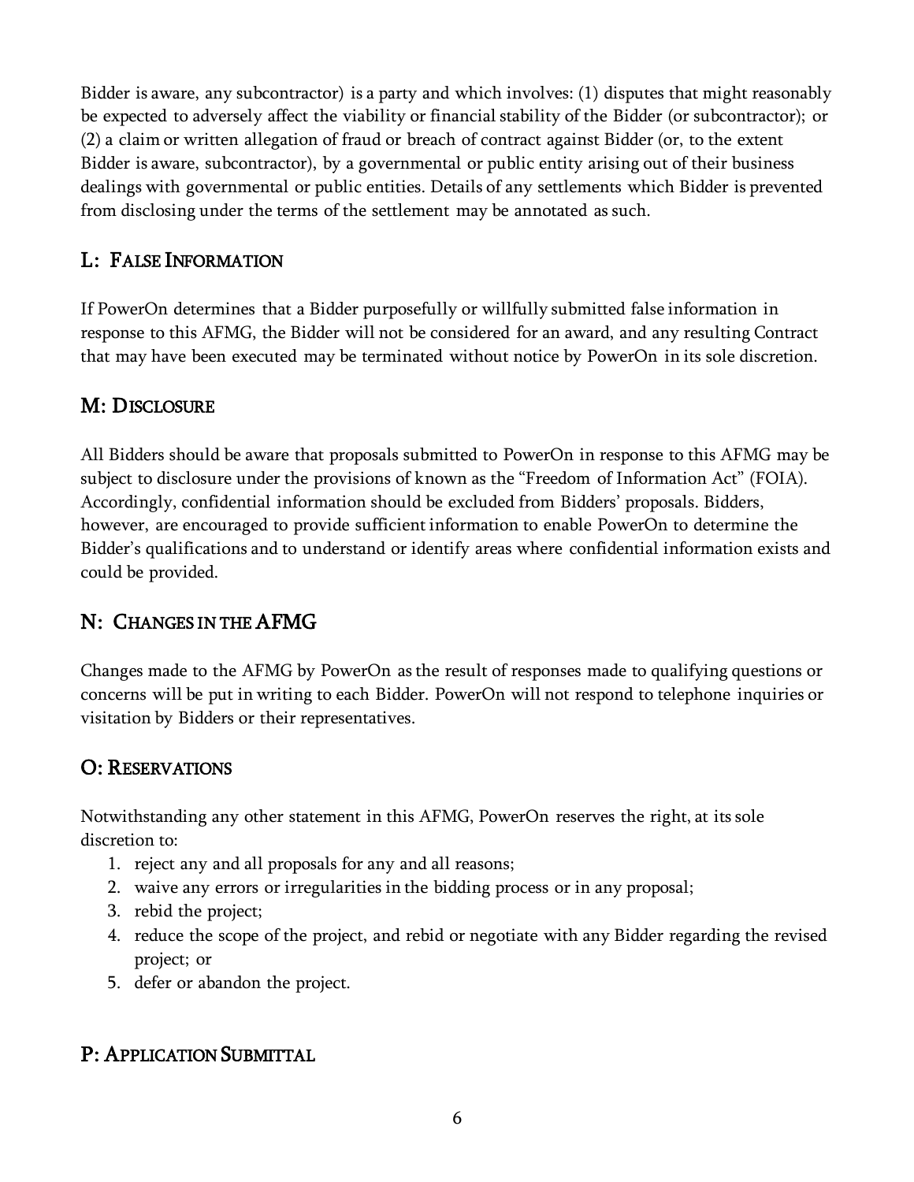Bidder is aware, any subcontractor) is a party and which involves: (1) disputes that might reasonably be expected to adversely affect the viability or financial stability of the Bidder (or subcontractor); or (2) a claim or written allegation of fraud or breach of contract against Bidder (or, to the extent Bidder is aware, subcontractor), by a governmental or public entity arising out of their business dealings with governmental or public entities. Details of any settlements which Bidder is prevented from disclosing under the terms of the settlement may be annotated as such.

## L: False Information

If PowerOn determines that a Bidder purposefully or willfully submitted false information in response to this AFMG, the Bidder will not be considered for an award, and any resulting Contract that may have been executed may be terminated without notice by PowerOn in its sole discretion.

## M: Disclosure

All Bidders should be aware that proposals submitted to PowerOn in response to this AFMG may be subject to disclosure under the provisions of known as the "Freedom of Information Act" (FOIA). Accordingly, confidential information should be excluded from Bidders' proposals. Bidders, however, are encouraged to provide sufficient information to enable PowerOn to determine the Bidder's qualifications and to understand or identify areas where confidential information exists and could be provided.

## N: Changes in the AFMG

Changes made to the AFMG by PowerOn as the result of responses made to qualifying questions or concerns will be put in writing to each Bidder. PowerOn will not respond to telephone inquiries or visitation by Bidders or their representatives.

## O: Reservations

Notwithstanding any other statement in this AFMG, PowerOn reserves the right, at its sole discretion to:

1. reject any and all proposals for any and all reasons;
2. waive any errors or irregularities in the bidding process or in any proposal;
3. rebid the project;
4. reduce the scope of the project, and rebid or negotiate with any Bidder regarding the revised project; or
5. defer or abandon the project.

## P: Application Submittal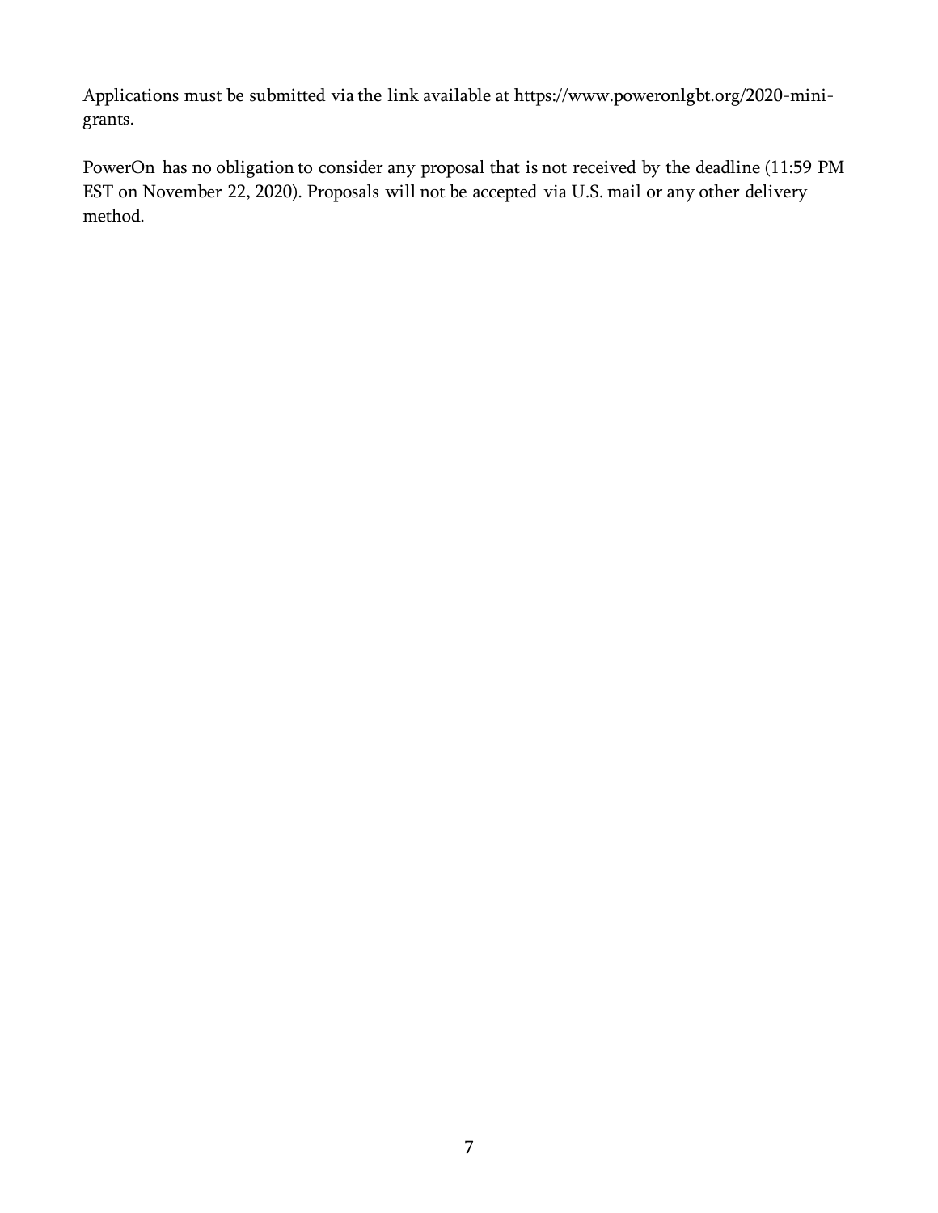Applications must be submitted via the link available at https://www.poweronlgbt.org/2020-mini-grants.

PowerOn has no obligation to consider any proposal that is not received by the deadline (11:59 PM EST on November 22, 2020). Proposals will not be accepted via U.S. mail or any other delivery method.